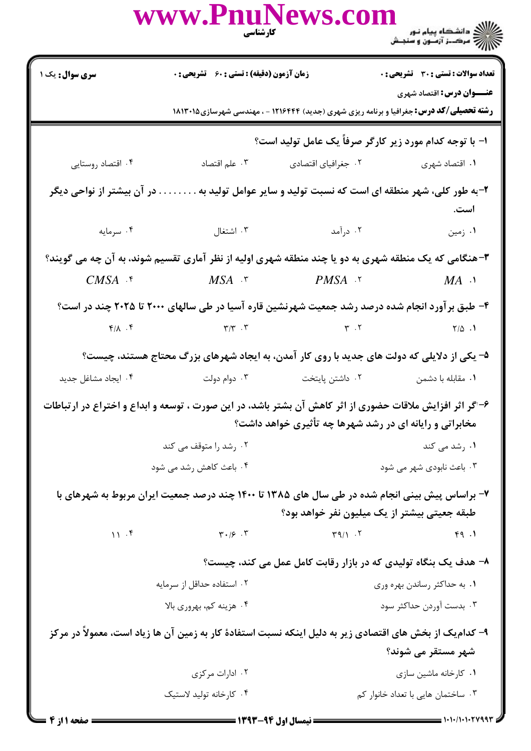**سری سوال:** یک ۱

**زمان آزمون (دقیقه) : تستی : ۶۰ تشریحی : ۰**

**تعداد سوالات : تستی : ۳۰ تشریحی : ۰**

**عنـــوان درس:** اقتصاد شهری

**رشته تحصیلی/کد درس:** جغرافیا و برنامه ریزی شهری (جدید) ۱۲۱۶۴۴۴ - ، مهندسی شهرسازی۱۸۱۳۰۱۵

**۱- با توجه کدام مورد زیر کارگر صرفاً یک عامل تولید است؟**

۱. اقتصاد شهری
۲. جغرافیای اقتصادی
۳. علم اقتصاد
۴. اقتصاد روستایی

**۲-به طور کلی، شهر منطقه ای است که نسبت تولید و سایر عوامل تولید به ........ در آن بیشتر از نواحی دیگر است.**

۱. زمین
۲. درآمد
۳. اشتغال
۴. سرمایه

**۳-هنگامی که یک منطقه شهری به دو یا چند منطقه شهری اولیه از نظر آماری تقسیم شوند، به آن چه می گویند؟**

۱. $MA$
۲. $PMSA$
۳. $MSA$
۴. $CMSA$

**۴- طبق برآورد انجام شده درصد رشد جمعیت شهرنشین قاره آسیا در طی سالهای ۲۰۰۰ تا ۲۰۲۵ چند در است؟**

۱. ۲/۵
۲. ۳
۳. ۳/۳
۴. ۴/۸

**۵- یکی از دلایلی که دولت های جدید با روی کار آمدن، به ایجاد شهرهای بزرگ محتاج هستند، چیست؟**

۱. مقابله با دشمن
۲. داشتن پایتخت
۳. دوام دولت
۴. ایجاد مشاغل جدید

**۶-اگر اثر افزایش ملاقات حضوری از اثر کاهش آن بیشتر باشد، در این صورت ، توسعه و ابداع و اختراع در ارتباطات مخابراتی و رایانه ای در رشد شهرها چه تأثیری خواهد داشت؟**

۱. رشد می کند
۲. رشد را متوقف می کند
۳. باعث نابودی شهر می شود
۴. باعث کاهش رشد می شود

**۷- براساس پیش بینی انجام شده در طی سال های ۱۳۸۵ تا ۱۴۰۰ چند درصد جمعیت ایران مربوط به شهرهای با طبقه جعیتی بیشتر از یک میلیون نفر خواهد بود؟**

۱. ۴۹
۲. ۳۹/۱
۳. ۳۰/۶
۴. ۱۱

**۸- هدف یک بنگاه تولیدی که در بازار رقابت کامل عمل می کند، چیست؟**

۱. به حداکثر رساندن بهره وری
۲. استفاده حداقل از سرمایه
۳. بدست آوردن حداکثر سود
۴. هزینه کم، بهروری بالا

**۹- کدام‌یک از بخش های اقتصادی زیر به دلیل اینکه نسبت استفادهٔ کار به زمین آن ها زیاد است، معمولاً در مرکز شهر مستقر می شوند؟**

۱. کارخانه ماشین سازی
۲. ادارات مرکزی
۳. ساختمان هایی با تعداد خانوار کم
۴. کارخانه تولید لاستیک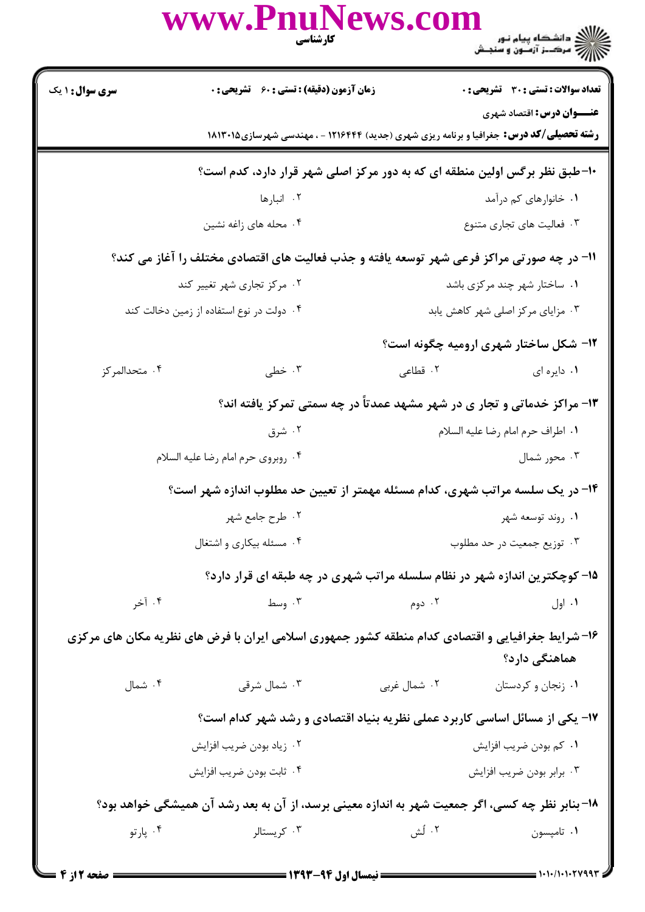**سری سؤال:** ۱ یک

**زمان آزمون (دقیقه) : تستی : ۶۰ تشریحی : ۰**

**تعداد سوالات : تستی : ۳۰ تشریحی : ۰**

**عنـــوان درس:** اقتصاد شهری

**رشته تحصیلی/کد درس:** جغرافیا و برنامه ریزی شهری (جدید) ۱۲۱۶۴۴۴ - ، مهندسی شهرسازی۱۸۱۳۰۱۵

**۱۰- طبق نظر برگس اولین منطقه ای که به دور مرکز اصلی شهر قرار دارد، کدام است؟**

۱. خانوارهای کم درآمد

۲. انبارها

۳. فعالیت های تجاری متنوع

۴. محله های زاغه نشین

**۱۱- در چه صورتی مراکز فرعی شهر توسعه یافته و جذب فعالیت های اقتصادی مختلف را آغاز می کند؟**

۱. ساختار شهر چند مرکزی باشد

۲. مرکز تجاری شهر تغییر کند

۳. مزایای مرکز اصلی شهر کاهش یابد

۴. دولت در نوع استفاده از زمین دخالت کند

**۱۲- شکل ساختار شهری ارومیه چگونه است؟**

۱. دایره ای

۲. قطاعی

۳. خطی

۴. متحدالمرکز

**۱۳- مراکز خدماتی و تجار ی در شهر مشهد عمدتاً در چه سمتی تمرکز یافته اند؟**

۱. اطراف حرم امام رضا علیه السلام

۲. شرق

۳. محور شمال

۴. روبروی حرم امام رضا علیه السلام

**۱۴- در یک سلسه مراتب شهری، کدام مسئله مهمتر از تعیین حد مطلوب اندازه شهر است؟**

۱. روند توسعه شهر

۲. طرح جامع شهر

۳. توزیع جمعیت در حد مطلوب

۴. مسئله بیکاری و اشتغال

**۱۵- کوچکترین اندازه شهر در نظام سلسله مراتب شهری در چه طبقه ای قرار دارد؟**

۱. اول

۲. دوم

۳. وسط

۴. آخر

**۱۶- شرایط جغرافیایی و اقتصادی کدام منطقه کشور جمهوری اسلامی ایران با فرض های نظریه مکان های مرکزی هماهنگی دارد؟**

۱. زنجان و کردستان

۲. شمال غربی

۳. شمال شرقی

۴. شمال

**۱۷- یکی از مسائل اساسی کاربرد عملی نظریه بنیاد اقتصادی و رشد شهر کدام است؟**

۱. کم بودن ضریب افزایش

۲. زیاد بودن ضریب افزایش

۳. برابر بودن ضریب افزایش

۴. ثابت بودن ضریب افزایش

**۱۸- بنابر نظر چه کسی، اگر جمعیت شهر به اندازه معینی برسد، از آن به بعد رشد آن همیشگی خواهد بود؟**

۱. تامپسون

۲. لُش

۳. کریستالر

۴. پارتو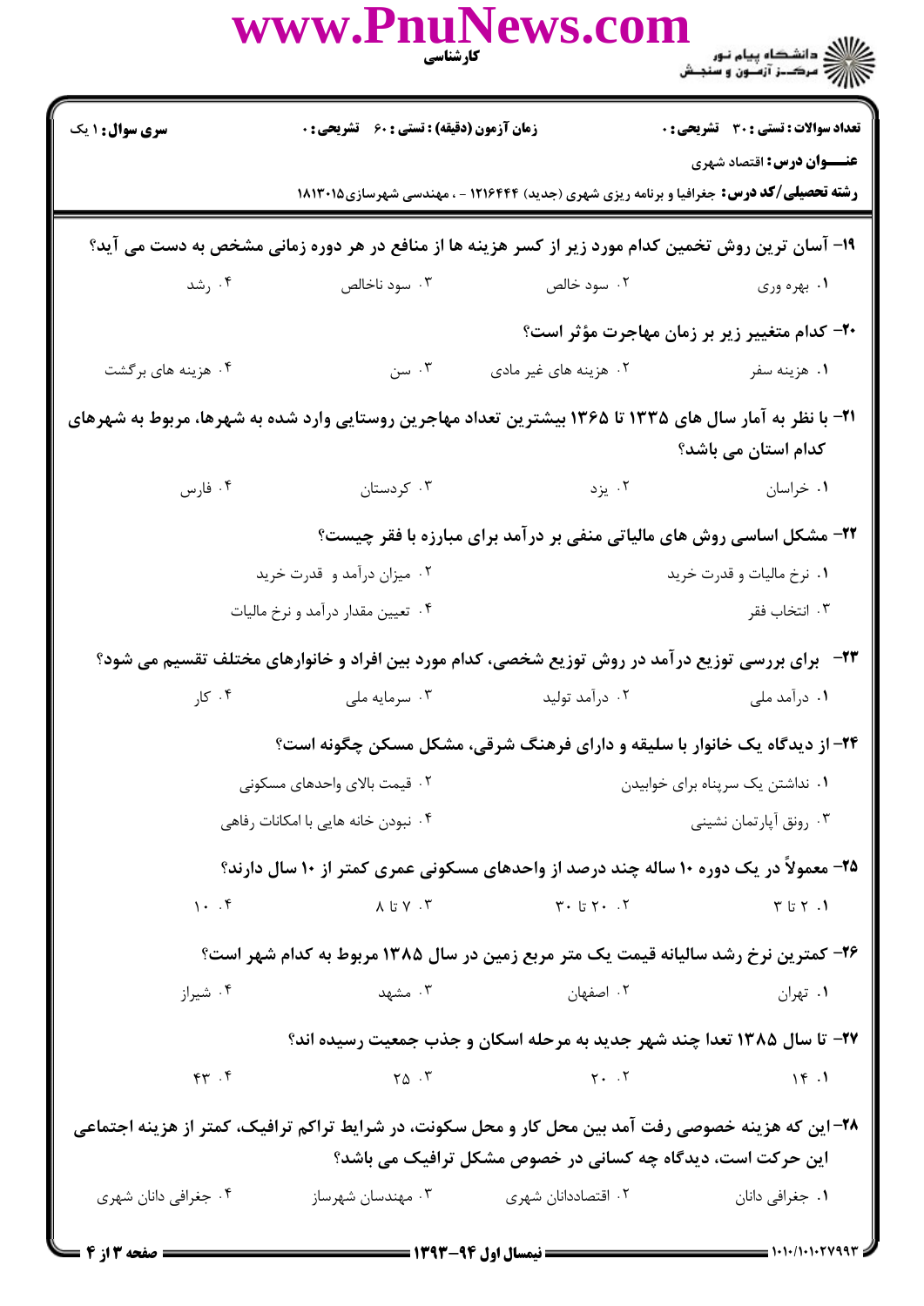۱۹- آسان ترین روش تخمین کدام مورد زیر از کسر هزینه ها از منافع در هر دوره زمانی مشخص به دست می آید؟

۱. بهره وری
۲. سود خالص
۳. سود ناخالص
۴. رشد

۲۰- کدام متغییر زیر بر زمان مهاجرت مؤثر است؟

۱. هزینه سفر
۲. هزینه های غیر مادی
۳. سن
۴. هزینه های برگشت

۲۱- با نظر به آمار سال های ۱۳۳۵ تا ۱۳۶۵ بیشترین تعداد مهاجرین روستایی وارد شده به شهرها، مربوط به شهرهای کدام استان می باشد؟

۱. خراسان
۲. یزد
۳. کردستان
۴. فارس

۲۲- مشکل اساسی روش های مالیاتی منفی بر درآمد برای مبارزه با فقر چیست؟

۱. نرخ مالیات و قدرت خرید
۲. میزان درآمد و قدرت خرید
۳. انتخاب فقر
۴. تعیین مقدار درآمد و نرخ مالیات

۲۳- برای بررسی توزیع درآمد در روش توزیع شخصی، کدام مورد بین افراد و خانوارهای مختلف تقسیم می شود؟

۱. درآمد ملی
۲. درآمد تولید
۳. سرمایه ملی
۴. کار

۲۴- از دیدگاه یک خانوار با سلیقه و دارای فرهنگ شرقی، مشکل مسکن چگونه است؟

۱. نداشتن یک سرپناه برای خوابیدن
۲. قیمت بالای واحدهای مسکونی
۳. رونق آپارتمان نشینی
۴. نبودن خانه هایی با امکانات رفاهی

۲۵- معمولاً در یک دوره ۱۰ ساله چند درصد از واحدهای مسکونی عمری کمتر از ۱۰ سال دارند؟

۱. ۲ تا ۳
۲. ۲۰ تا ۳۰
۳. ۷ تا ۸
۴. ۱۰

۲۶- کمترین نرخ رشد سالیانه قیمت یک متر مربع زمین در سال ۱۳۸۵ مربوط به کدام شهر است؟

۱. تهران
۲. اصفهان
۳. مشهد
۴. شیراز

۲۷- تا سال ۱۳۸۵ تعدا چند شهر جدید به مرحله اسکان و جذب جمعیت رسیده اند؟

۱. ۱۴
۲. ۲۰
۳. ۲۵
۴. ۴۳

۲۸- این که هزینه خصوصی رفت آمد بین محل کار و محل سکونت، در شرایط تراکم ترافیک، کمتر از هزینه اجتماعی این حرکت است، دیدگاه چه کسانی در خصوص مشکل ترافیک می باشد؟

۱. جغرافی دانان
۲. اقتصاددانان شهری
۳. مهندسان شهرساز
۴. جغرافی دانان شهری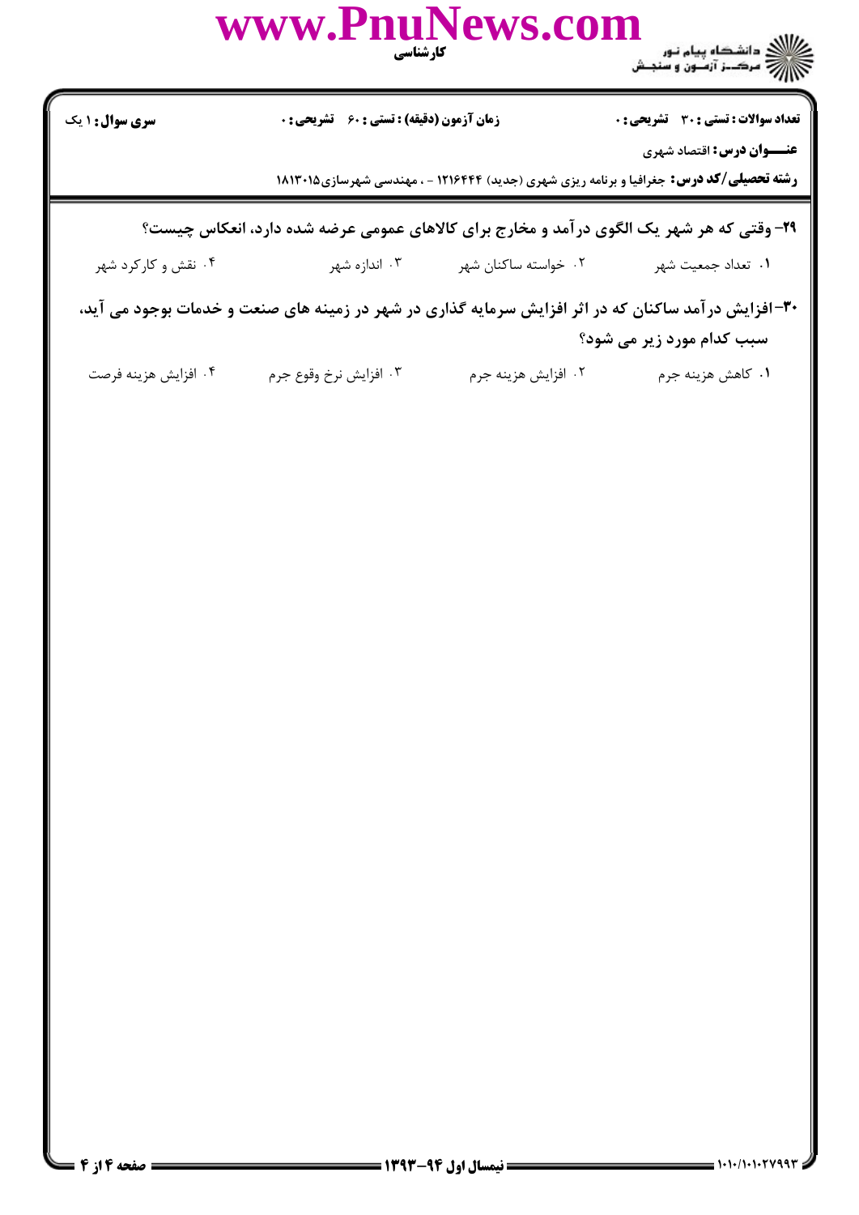**۲۹- وقتی که هر شهر یک الگوی درآمد و مخارج برای کالاهای عمومی عرضه شده دارد، انعکاس چیست؟**

۱. تعداد جمعیت شهر
۲. خواسته ساکنان شهر
۳. اندازه شهر
۴. نقش و کارکرد شهر

**۳۰- افزایش درآمد ساکنان که در اثر افزایش سرمایه گذاری در شهر در زمینه های صنعت و خدمات بوجود می آید، سبب کدام مورد زیر می شود؟**

۱. کاهش هزینه جرم
۲. افزایش هزینه جرم
۳. افزایش نرخ وقوع جرم
۴. افزایش هزینه فرصت